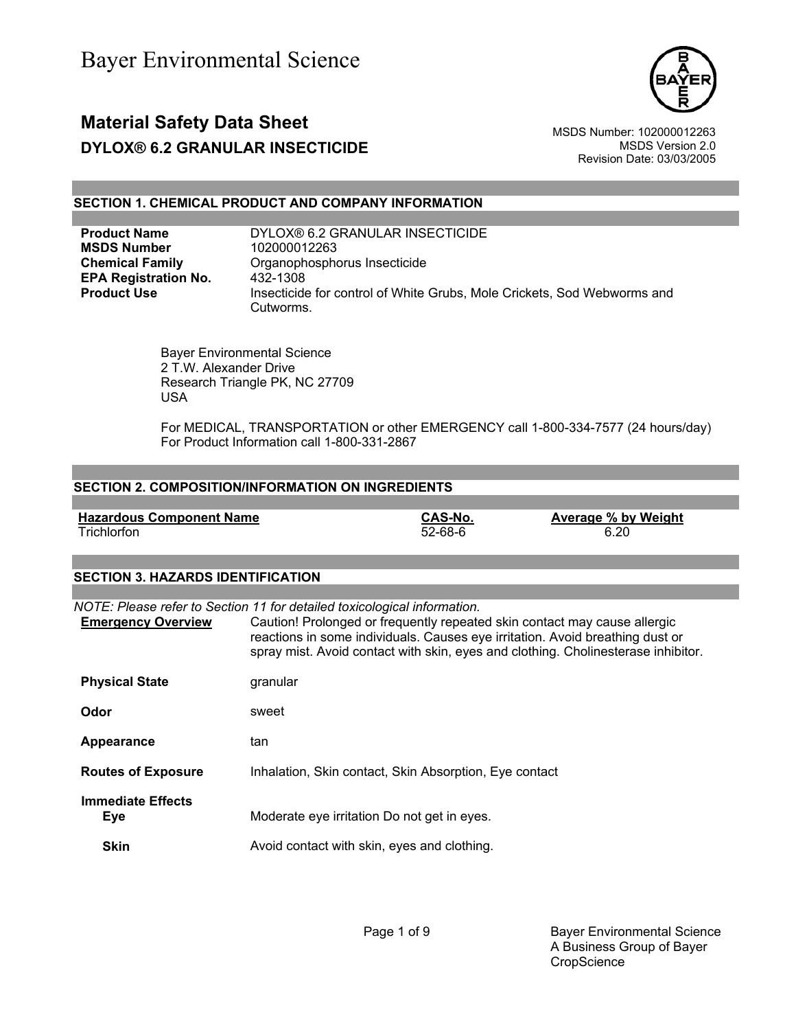# Bayer Environmental Science

## Material Safety Data Sheet

**DYLOX® 6.2 GRANULAR INSECTICIDE**

MSDS Number: 102000012263
MSDS Version 2.0
Revision Date: 03/03/2005

### SECTION 1. CHEMICAL PRODUCT AND COMPANY INFORMATION

| | |
|---|---|
| **Product Name** | DYLOX® 6.2 GRANULAR INSECTICIDE |
| **MSDS Number** | 102000012263 |
| **Chemical Family** | Organophosphorus Insecticide |
| **EPA Registration No.** | 432-1308 |
| **Product Use** | Insecticide for control of White Grubs, Mole Crickets, Sod Webworms and Cutworms. |

Bayer Environmental Science
2 T.W. Alexander Drive
Research Triangle PK, NC 27709
USA

For MEDICAL, TRANSPORTATION or other EMERGENCY call 1-800-334-7577 (24 hours/day)
For Product Information call 1-800-331-2867

### SECTION 2. COMPOSITION/INFORMATION ON INGREDIENTS

| Hazardous Component Name | CAS-No. | Average % by Weight |
|---|---|---|
| Trichlorfon | 52-68-6 | 6.20 |

### SECTION 3. HAZARDS IDENTIFICATION

*NOTE: Please refer to Section 11 for detailed toxicological information.*

| | |
|---|---|
| **Emergency Overview** | Caution! Prolonged or frequently repeated skin contact may cause allergic reactions in some individuals. Causes eye irritation. Avoid breathing dust or spray mist. Avoid contact with skin, eyes and clothing. Cholinesterase inhibitor. |
| **Physical State** | granular |
| **Odor** | sweet |
| **Appearance** | tan |
| **Routes of Exposure** | Inhalation, Skin contact, Skin Absorption, Eye contact |

**Immediate Effects**

| | |
|---|---|
| **Eye** | Moderate eye irritation Do not get in eyes. |
| **Skin** | Avoid contact with skin, eyes and clothing. |

Bayer Environmental Science
A Business Group of Bayer CropScience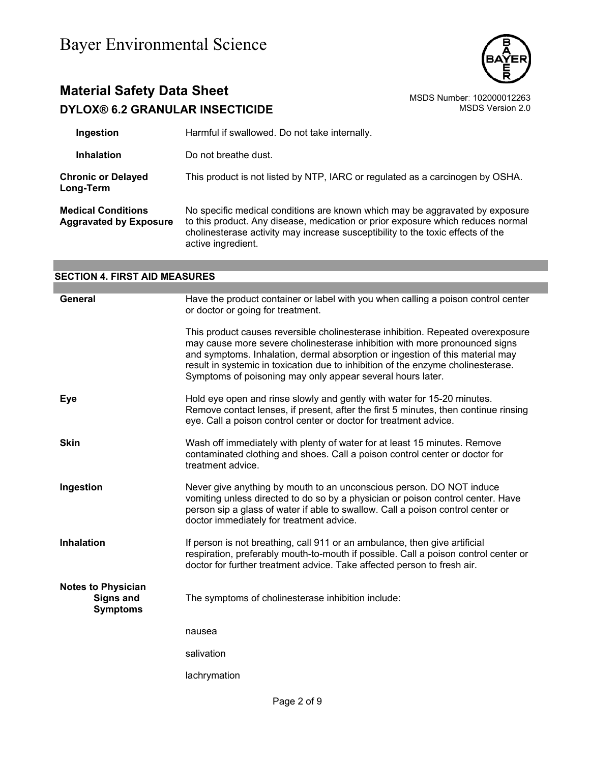| | |
|---|---|
| **Ingestion** | Harmful if swallowed. Do not take internally. |
| **Inhalation** | Do not breathe dust. |
| **Chronic or Delayed Long-Term** | This product is not listed by NTP, IARC or regulated as a carcinogen by OSHA. |
| **Medical Conditions Aggravated by Exposure** | No specific medical conditions are known which may be aggravated by exposure to this product. Any disease, medication or prior exposure which reduces normal cholinesterase activity may increase susceptibility to the toxic effects of the active ingredient. |

## SECTION 4. FIRST AID MEASURES

**General**

Have the product container or label with you when calling a poison control center or doctor or going for treatment.

This product causes reversible cholinesterase inhibition. Repeated overexposure may cause more severe cholinesterase inhibition with more pronounced signs and symptoms. Inhalation, dermal absorption or ingestion of this material may result in systemic in toxication due to inhibition of the enzyme cholinesterase. Symptoms of poisoning may only appear several hours later.

**Eye**

Hold eye open and rinse slowly and gently with water for 15-20 minutes. Remove contact lenses, if present, after the first 5 minutes, then continue rinsing eye. Call a poison control center or doctor for treatment advice.

**Skin**

Wash off immediately with plenty of water for at least 15 minutes. Remove contaminated clothing and shoes. Call a poison control center or doctor for treatment advice.

**Ingestion**

Never give anything by mouth to an unconscious person. DO NOT induce vomiting unless directed to do so by a physician or poison control center. Have person sip a glass of water if able to swallow. Call a poison control center or doctor immediately for treatment advice.

**Inhalation**

If person is not breathing, call 911 or an ambulance, then give artificial respiration, preferably mouth-to-mouth if possible. Call a poison control center or doctor for further treatment advice. Take affected person to fresh air.

**Notes to Physician**

**Signs and Symptoms**

The symptoms of cholinesterase inhibition include:

nausea

salivation

lachrymation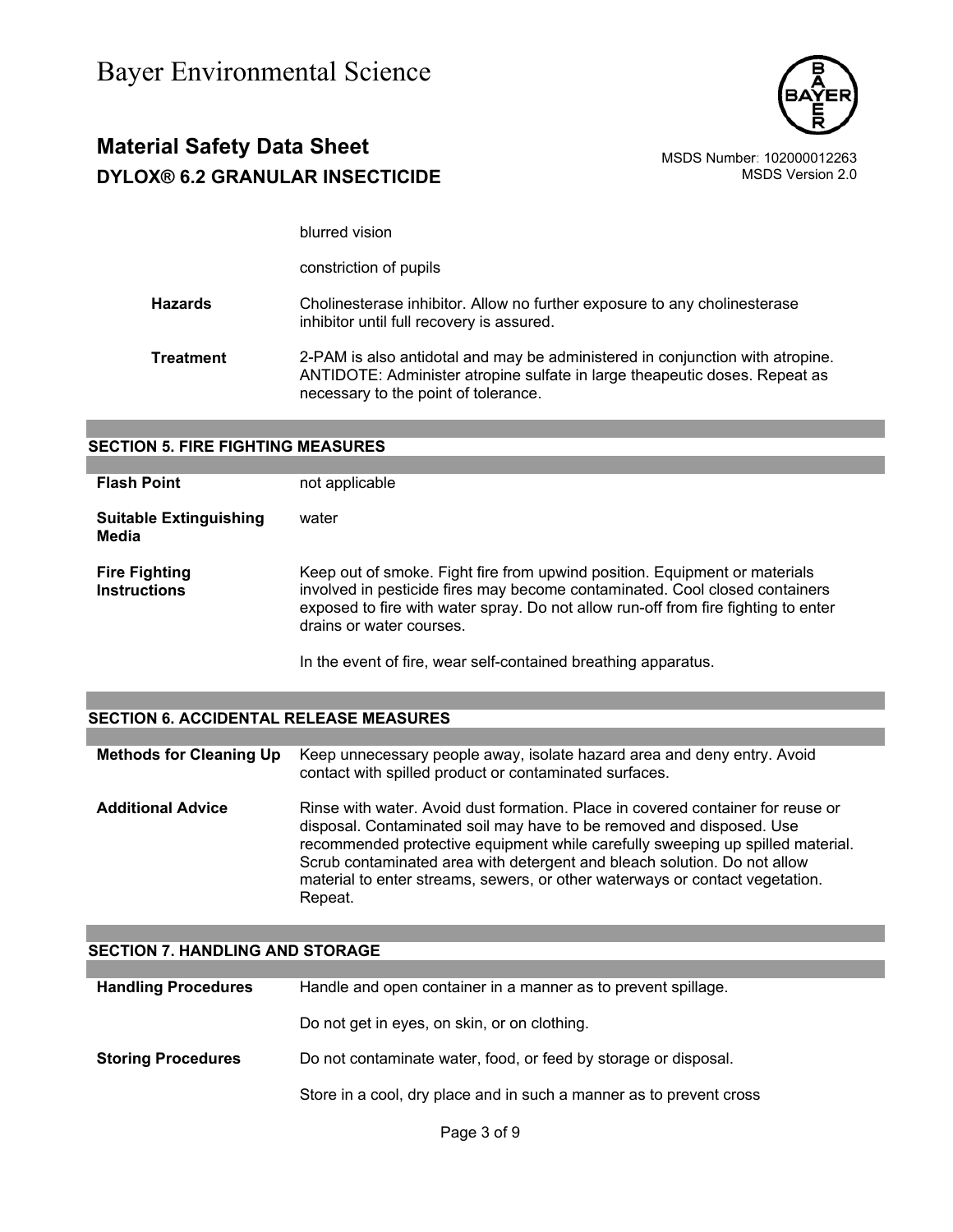blurred vision

constriction of pupils

| | |
|---|---|
| **Hazards** | Cholinesterase inhibitor. Allow no further exposure to any cholinesterase inhibitor until full recovery is assured. |
| **Treatment** | 2-PAM is also antidotal and may be administered in conjunction with atropine. ANTIDOTE: Administer atropine sulfate in large theapeutic doses. Repeat as necessary to the point of tolerance. |

## SECTION 5. FIRE FIGHTING MEASURES

| | |
|---|---|
| **Flash Point** | not applicable |
| **Suitable Extinguishing Media** | water |
| **Fire Fighting Instructions** | Keep out of smoke. Fight fire from upwind position. Equipment or materials involved in pesticide fires may become contaminated. Cool closed containers exposed to fire with water spray. Do not allow run-off from fire fighting to enter drains or water courses.<br><br>In the event of fire, wear self-contained breathing apparatus. |

## SECTION 6. ACCIDENTAL RELEASE MEASURES

| | |
|---|---|
| **Methods for Cleaning Up** | Keep unnecessary people away, isolate hazard area and deny entry. Avoid contact with spilled product or contaminated surfaces. |
| **Additional Advice** | Rinse with water. Avoid dust formation. Place in covered container for reuse or disposal. Contaminated soil may have to be removed and disposed. Use recommended protective equipment while carefully sweeping up spilled material. Scrub contaminated area with detergent and bleach solution. Do not allow material to enter streams, sewers, or other waterways or contact vegetation. Repeat. |

## SECTION 7. HANDLING AND STORAGE

| | |
|---|---|
| **Handling Procedures** | Handle and open container in a manner as to prevent spillage.<br><br>Do not get in eyes, on skin, or on clothing. |
| **Storing Procedures** | Do not contaminate water, food, or feed by storage or disposal.<br><br>Store in a cool, dry place and in such a manner as to prevent cross |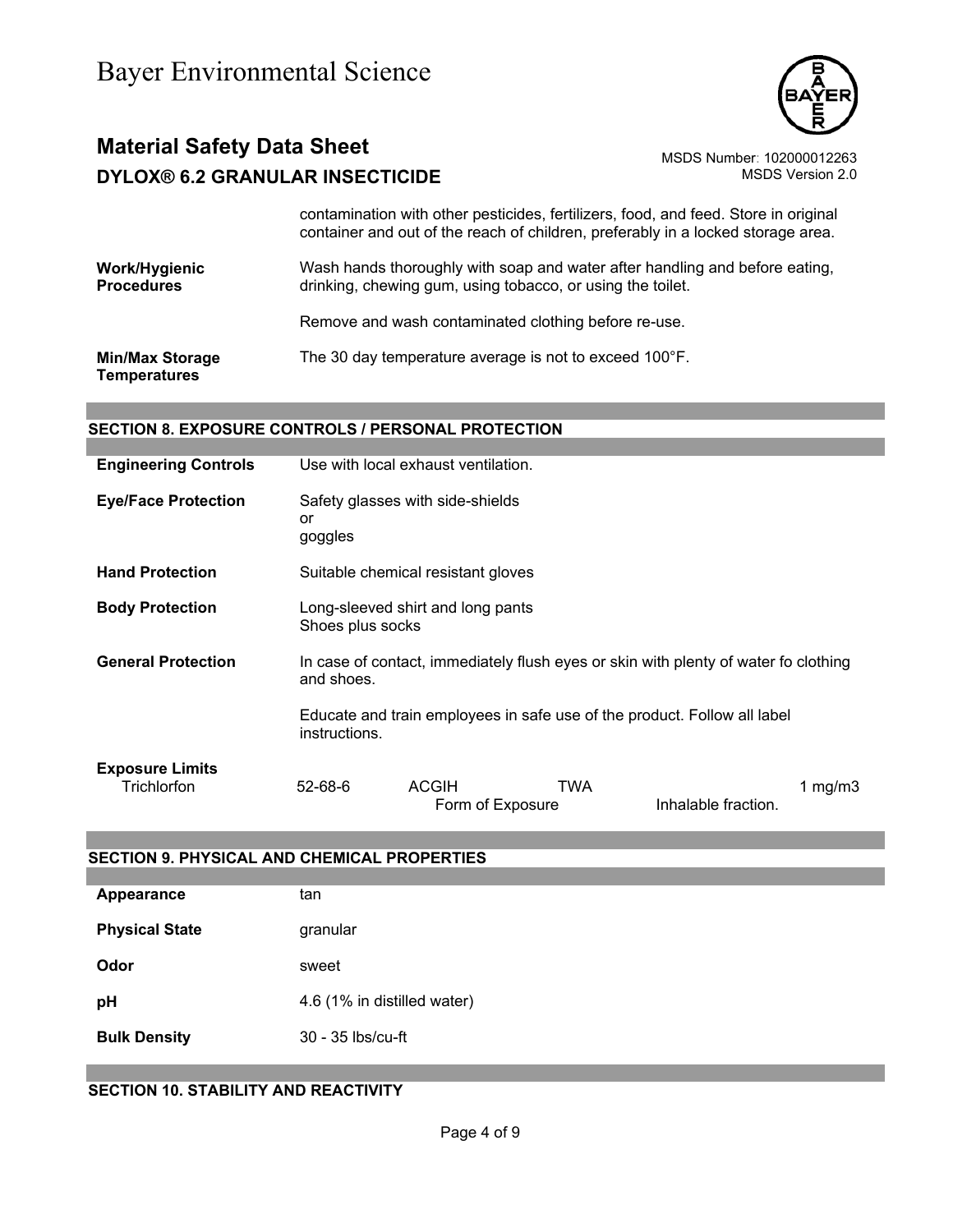| | |
|---|---|
| | contamination with other pesticides, fertilizers, food, and feed. Store in original container and out of the reach of children, preferably in a locked storage area. |
| **Work/Hygienic Procedures** | Wash hands thoroughly with soap and water after handling and before eating, drinking, chewing gum, using tobacco, or using the toilet.<br><br>Remove and wash contaminated clothing before re-use. |
| **Min/Max Storage Temperatures** | The 30 day temperature average is not to exceed 100°F. |

## SECTION 8. EXPOSURE CONTROLS / PERSONAL PROTECTION

| | |
|---|---|
| **Engineering Controls** | Use with local exhaust ventilation. |
| **Eye/Face Protection** | Safety glasses with side-shields<br>or<br>goggles |
| **Hand Protection** | Suitable chemical resistant gloves |
| **Body Protection** | Long-sleeved shirt and long pants<br>Shoes plus socks |
| **General Protection** | In case of contact, immediately flush eyes or skin with plenty of water fo clothing and shoes.<br><br>Educate and train employees in safe use of the product. Follow all label instructions. |

**Exposure Limits**

| | | | | | |
|---|---|---|---|---|---|
| Trichlorfon | 52-68-6 | ACGIH | TWA | | 1 mg/m3 |
| | | Form of Exposure | | Inhalable fraction. | |

## SECTION 9. PHYSICAL AND CHEMICAL PROPERTIES

| | |
|---|---|
| **Appearance** | tan |
| **Physical State** | granular |
| **Odor** | sweet |
| **pH** | 4.6 (1% in distilled water) |
| **Bulk Density** | 30 - 35 lbs/cu-ft |

## SECTION 10. STABILITY AND REACTIVITY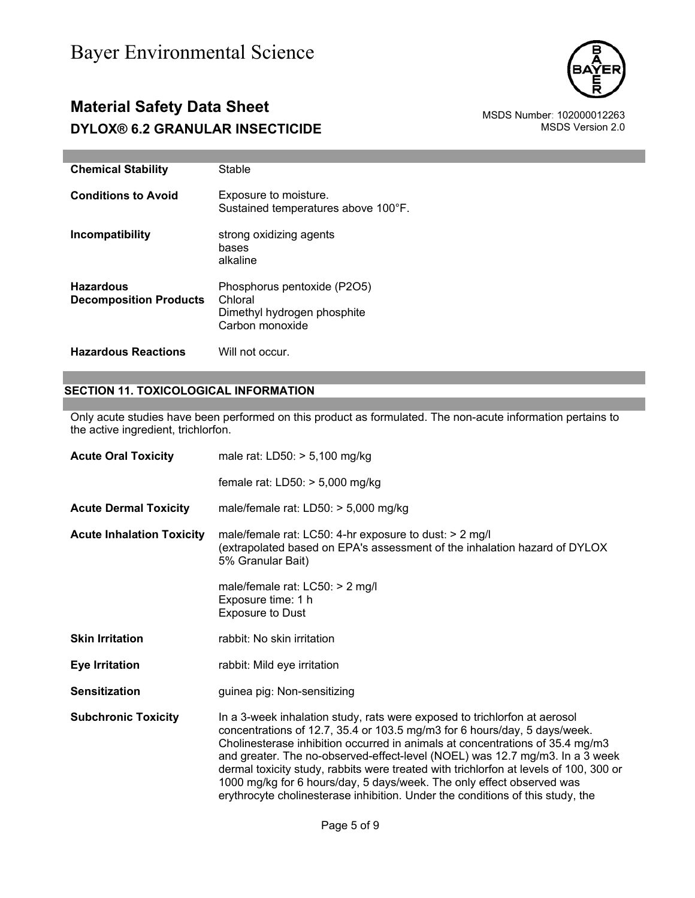| | |
|---|---|
| **Chemical Stability** | Stable |
| **Conditions to Avoid** | Exposure to moisture.<br>Sustained temperatures above 100°F. |
| **Incompatibility** | strong oxidizing agents<br>bases<br>alkaline |
| **Hazardous Decomposition Products** | Phosphorus pentoxide ($P_2O_5$)<br>Chloral<br>Dimethyl hydrogen phosphite<br>Carbon monoxide |
| **Hazardous Reactions** | Will not occur. |

## SECTION 11. TOXICOLOGICAL INFORMATION

Only acute studies have been performed on this product as formulated. The non-acute information pertains to the active ingredient, trichlorfon.

| | |
|---|---|
| **Acute Oral Toxicity** | male rat: LD50: > 5,100 mg/kg |
| | female rat: LD50: > 5,000 mg/kg |
| **Acute Dermal Toxicity** | male/female rat: LD50: > 5,000 mg/kg |
| **Acute Inhalation Toxicity** | male/female rat: LC50: 4-hr exposure to dust: > 2 mg/l<br>(extrapolated based on EPA's assessment of the inhalation hazard of DYLOX 5% Granular Bait) |
| | male/female rat: LC50: > 2 mg/l<br>Exposure time: 1 h<br>Exposure to Dust |
| **Skin Irritation** | rabbit: No skin irritation |
| **Eye Irritation** | rabbit: Mild eye irritation |
| **Sensitization** | guinea pig: Non-sensitizing |
| **Subchronic Toxicity** | In a 3-week inhalation study, rats were exposed to trichlorfon at aerosol concentrations of 12.7, 35.4 or 103.5 mg/m3 for 6 hours/day, 5 days/week. Cholinesterase inhibition occurred in animals at concentrations of 35.4 mg/m3 and greater. The no-observed-effect-level (NOEL) was 12.7 mg/m3. In a 3 week dermal toxicity study, rabbits were treated with trichlorfon at levels of 100, 300 or 1000 mg/kg for 6 hours/day, 5 days/week. The only effect observed was erythrocyte cholinesterase inhibition. Under the conditions of this study, the |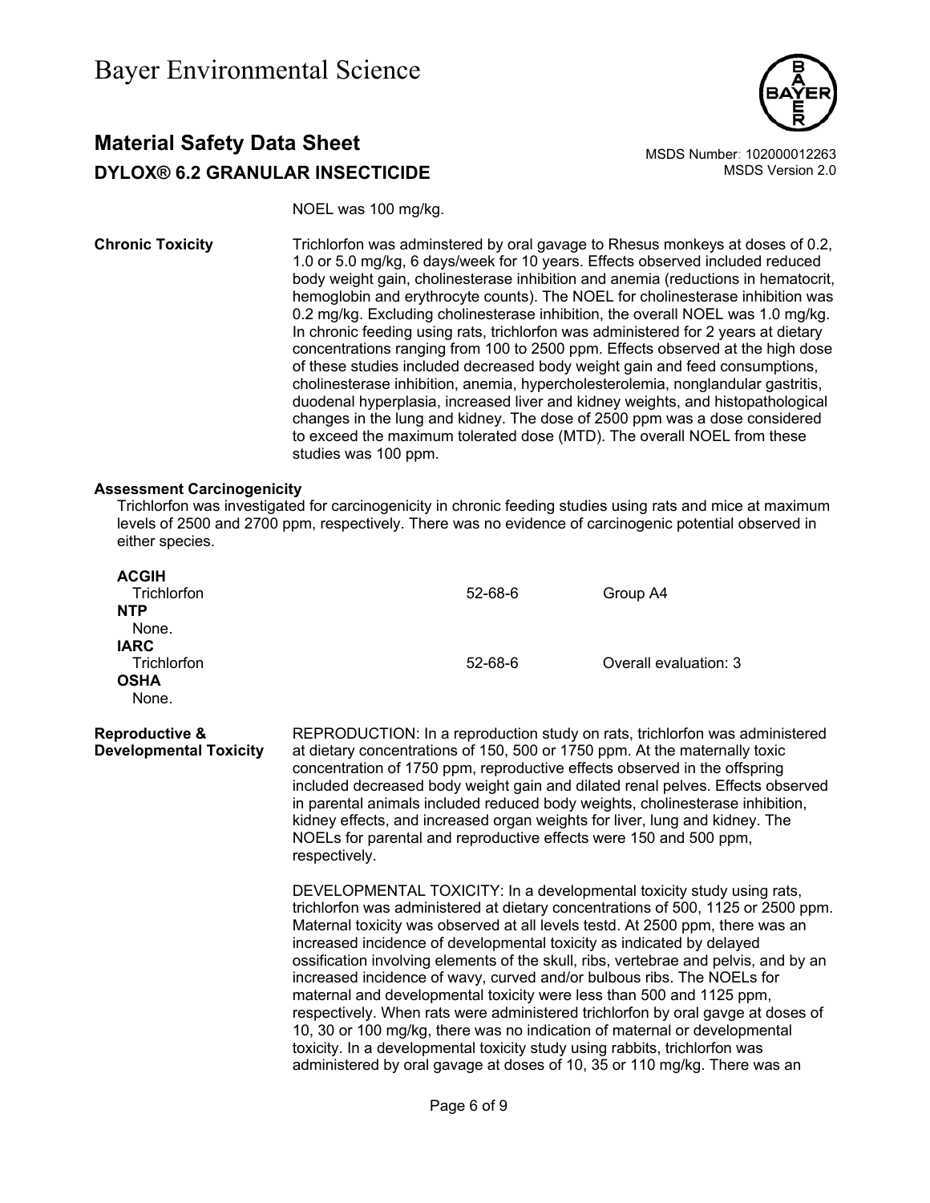NOEL was 100 mg/kg.

**Chronic Toxicity**

Trichlorfon was adminstered by oral gavage to Rhesus monkeys at doses of 0.2, 1.0 or 5.0 mg/kg, 6 days/week for 10 years. Effects observed included reduced body weight gain, cholinesterase inhibition and anemia (reductions in hematocrit, hemoglobin and erythrocyte counts). The NOEL for cholinesterase inhibition was 0.2 mg/kg. Excluding cholinesterase inhibition, the overall NOEL was 1.0 mg/kg. In chronic feeding using rats, trichlorfon was administered for 2 years at dietary concentrations ranging from 100 to 2500 ppm. Effects observed at the high dose of these studies included decreased body weight gain and feed consumptions, cholinesterase inhibition, anemia, hypercholesterolemia, nonglandular gastritis, duodenal hyperplasia, increased liver and kidney weights, and histopathological changes in the lung and kidney. The dose of 2500 ppm was a dose considered to exceed the maximum tolerated dose (MTD). The overall NOEL from these studies was 100 ppm.

**Assessment Carcinogenicity**

Trichlorfon was investigated for carcinogenicity in chronic feeding studies using rats and mice at maximum levels of 2500 and 2700 ppm, respectively. There was no evidence of carcinogenic potential observed in either species.

**ACGIH**

| | | |
|---|---|---|
| Trichlorfon | 52-68-6 | Group A4 |

**NTP**

None.

**IARC**

| | | |
|---|---|---|
| Trichlorfon | 52-68-6 | Overall evaluation: 3 |

**OSHA**

None.

**Reproductive & Developmental Toxicity**

REPRODUCTION: In a reproduction study on rats, trichlorfon was administered at dietary concentrations of 150, 500 or 1750 ppm. At the maternally toxic concentration of 1750 ppm, reproductive effects observed in the offspring included decreased body weight gain and dilated renal pelves. Effects observed in parental animals included reduced body weights, cholinesterase inhibition, kidney effects, and increased organ weights for liver, lung and kidney. The NOELs for parental and reproductive effects were 150 and 500 ppm, respectively.

DEVELOPMENTAL TOXICITY: In a developmental toxicity study using rats, trichlorfon was administered at dietary concentrations of 500, 1125 or 2500 ppm. Maternal toxicity was observed at all levels testd. At 2500 ppm, there was an increased incidence of developmental toxicity as indicated by delayed ossification involving elements of the skull, ribs, vertebrae and pelvis, and by an increased incidence of wavy, curved and/or bulbous ribs. The NOELs for maternal and developmental toxicity were less than 500 and 1125 ppm, respectively. When rats were administered trichlorfon by oral gavge at doses of 10, 30 or 100 mg/kg, there was no indication of maternal or developmental toxicity. In a developmental toxicity study using rabbits, trichlorfon was administered by oral gavage at doses of 10, 35 or 110 mg/kg. There was an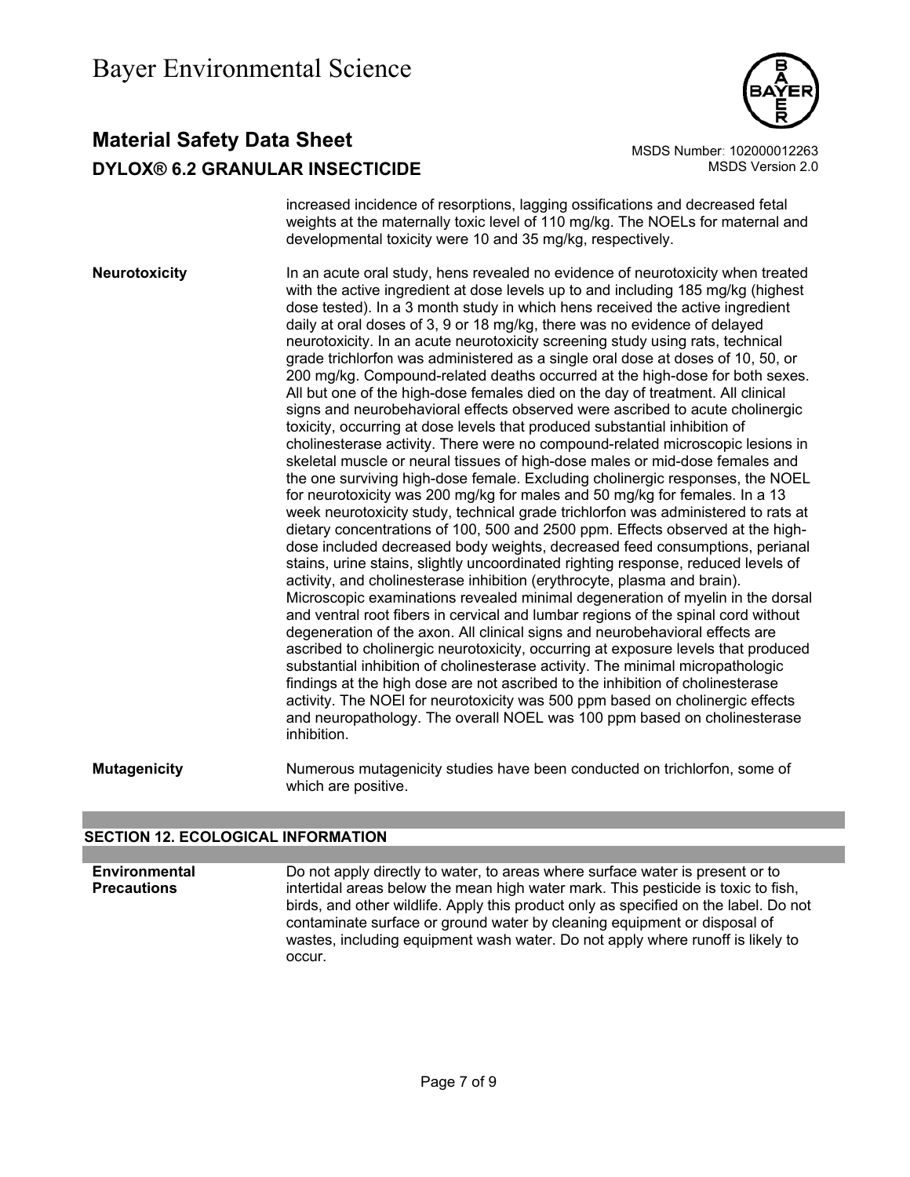increased incidence of resorptions, lagging ossifications and decreased fetal weights at the maternally toxic level of 110 mg/kg. The NOELs for maternal and developmental toxicity were 10 and 35 mg/kg, respectively.

**Neurotoxicity**

In an acute oral study, hens revealed no evidence of neurotoxicity when treated with the active ingredient at dose levels up to and including 185 mg/kg (highest dose tested). In a 3 month study in which hens received the active ingredient daily at oral doses of 3, 9 or 18 mg/kg, there was no evidence of delayed neurotoxicity. In an acute neurotoxicity screening study using rats, technical grade trichlorfon was administered as a single oral dose at doses of 10, 50, or 200 mg/kg. Compound-related deaths occurred at the high-dose for both sexes. All but one of the high-dose females died on the day of treatment. All clinical signs and neurobehavioral effects observed were ascribed to acute cholinergic toxicity, occurring at dose levels that produced substantial inhibition of cholinesterase activity. There were no compound-related microscopic lesions in skeletal muscle or neural tissues of high-dose males or mid-dose females and the one surviving high-dose female. Excluding cholinergic responses, the NOEL for neurotoxicity was 200 mg/kg for males and 50 mg/kg for females. In a 13 week neurotoxicity study, technical grade trichlorfon was administered to rats at dietary concentrations of 100, 500 and 2500 ppm. Effects observed at the high-dose included decreased body weights, decreased feed consumptions, perianal stains, urine stains, slightly uncoordinated righting response, reduced levels of activity, and cholinesterase inhibition (erythrocyte, plasma and brain). Microscopic examinations revealed minimal degeneration of myelin in the dorsal and ventral root fibers in cervical and lumbar regions of the spinal cord without degeneration of the axon. All clinical signs and neurobehavioral effects are ascribed to cholinergic neurotoxicity, occurring at exposure levels that produced substantial inhibition of cholinesterase activity. The minimal micropathologic findings at the high dose are not ascribed to the inhibition of cholinesterase activity. The NOEl for neurotoxicity was 500 ppm based on cholinergic effects and neuropathology. The overall NOEL was 100 ppm based on cholinesterase inhibition.

**Mutagenicity**

Numerous mutagenicity studies have been conducted on trichlorfon, some of which are positive.

## SECTION 12. ECOLOGICAL INFORMATION

**Environmental Precautions**

Do not apply directly to water, to areas where surface water is present or to intertidal areas below the mean high water mark. This pesticide is toxic to fish, birds, and other wildlife. Apply this product only as specified on the label. Do not contaminate surface or ground water by cleaning equipment or disposal of wastes, including equipment wash water. Do not apply where runoff is likely to occur.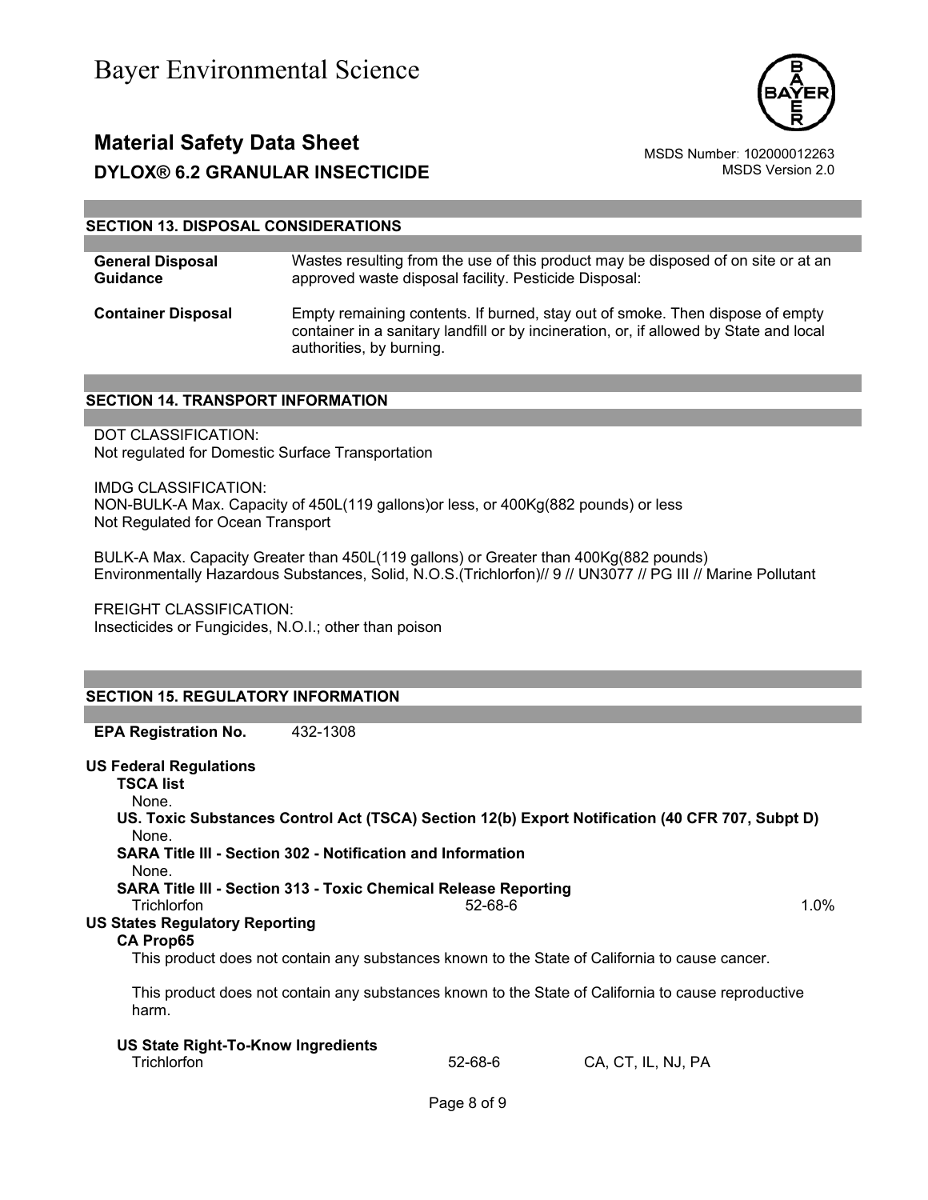## SECTION 13. DISPOSAL CONSIDERATIONS

| | |
|---|---|
| **General Disposal Guidance** | Wastes resulting from the use of this product may be disposed of on site or at an approved waste disposal facility. Pesticide Disposal: |
| **Container Disposal** | Empty remaining contents. If burned, stay out of smoke. Then dispose of empty container in a sanitary landfill or by incineration, or, if allowed by State and local authorities, by burning. |

## SECTION 14. TRANSPORT INFORMATION

DOT CLASSIFICATION:
Not regulated for Domestic Surface Transportation

IMDG CLASSIFICATION:
NON-BULK-A Max. Capacity of 450L(119 gallons)or less, or 400Kg(882 pounds) or less
Not Regulated for Ocean Transport

BULK-A Max. Capacity Greater than 450L(119 gallons) or Greater than 400Kg(882 pounds)
Environmentally Hazardous Substances, Solid, N.O.S.(Trichlorfon)// 9 // UN3077 // PG III // Marine Pollutant

FREIGHT CLASSIFICATION:
Insecticides or Fungicides, N.O.I.; other than poison

## SECTION 15. REGULATORY INFORMATION

**EPA Registration No.** 432-1308

**US Federal Regulations**

**TSCA list**
None.

**US. Toxic Substances Control Act (TSCA) Section 12(b) Export Notification (40 CFR 707, Subpt D)**
None.

**SARA Title III - Section 302 - Notification and Information**
None.

**SARA Title III - Section 313 - Toxic Chemical Release Reporting**

| | | |
|---|---|---|
| Trichlorfon | 52-68-6 | 1.0% |

**US States Regulatory Reporting**

**CA Prop65**

This product does not contain any substances known to the State of California to cause cancer.

This product does not contain any substances known to the State of California to cause reproductive harm.

**US State Right-To-Know Ingredients**

| | | |
|---|---|---|
| Trichlorfon | 52-68-6 | CA, CT, IL, NJ, PA |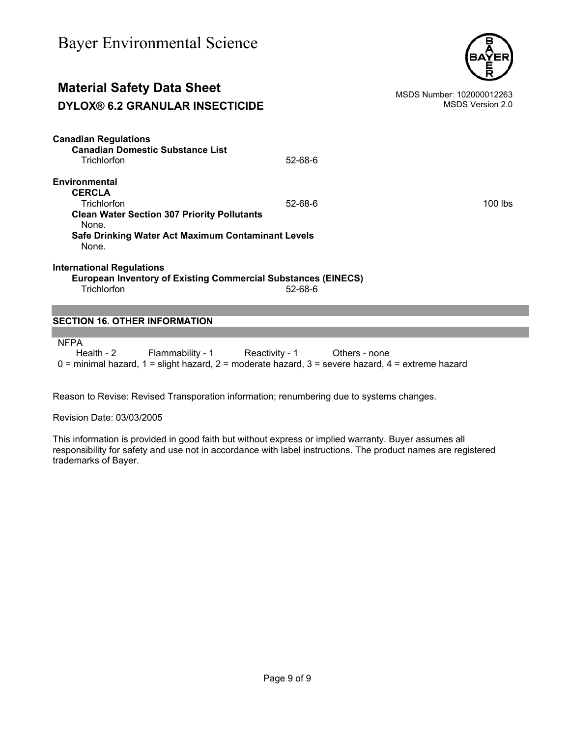**Canadian Regulations**

**Canadian Domestic Substance List**

| | | |
|---|---|---|
| Trichlorfon | 52-68-6 | |

**Environmental**

**CERCLA**

| | | |
|---|---|---|
| Trichlorfon | 52-68-6 | 100 lbs |

**Clean Water Section 307 Priority Pollutants**

None.

**Safe Drinking Water Act Maximum Contaminant Levels**

None.

**International Regulations**

**European Inventory of Existing Commercial Substances (EINECS)**

| | |
|---|---|
| Trichlorfon | 52-68-6 |

## SECTION 16. OTHER INFORMATION

NFPA

Health - 2    Flammability - 1    Reactivity - 1    Others - none

0 = minimal hazard, 1 = slight hazard, 2 = moderate hazard, 3 = severe hazard, 4 = extreme hazard

Reason to Revise: Revised Transporation information; renumbering due to systems changes.

Revision Date: 03/03/2005

This information is provided in good faith but without express or implied warranty. Buyer assumes all responsibility for safety and use not in accordance with label instructions. The product names are registered trademarks of Bayer.